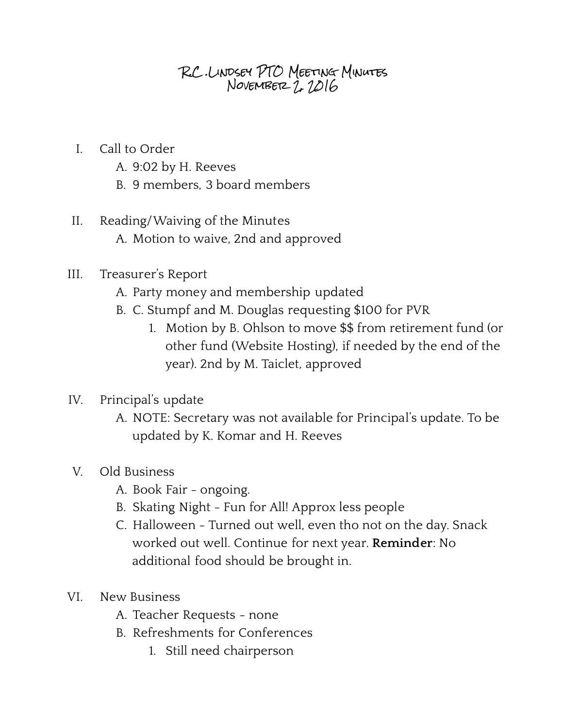# R.C. Lindsey PTO Meeting Minutes
## November 2, 2016

I. Call to Order
   A. 9:02 by H. Reeves
   B. 9 members, 3 board members

II. Reading/Waiving of the Minutes
   A. Motion to waive, 2nd and approved

III. Treasurer's Report
   A. Party money and membership updated
   B. C. Stumpf and M. Douglas requesting $100 for PVR
      1. Motion by B. Ohlson to move $$ from retirement fund (or other fund (Website Hosting), if needed by the end of the year). 2nd by M. Taiclet, approved

IV. Principal's update
   A. NOTE: Secretary was not available for Principal's update. To be updated by K. Komar and H. Reeves

V. Old Business
   A. Book Fair - ongoing.
   B. Skating Night - Fun for All! Approx less people
   C. Halloween - Turned out well, even tho not on the day. Snack worked out well. Continue for next year. **Reminder**: No additional food should be brought in.

VI. New Business
   A. Teacher Requests - none
   B. Refreshments for Conferences
      1. Still need chairperson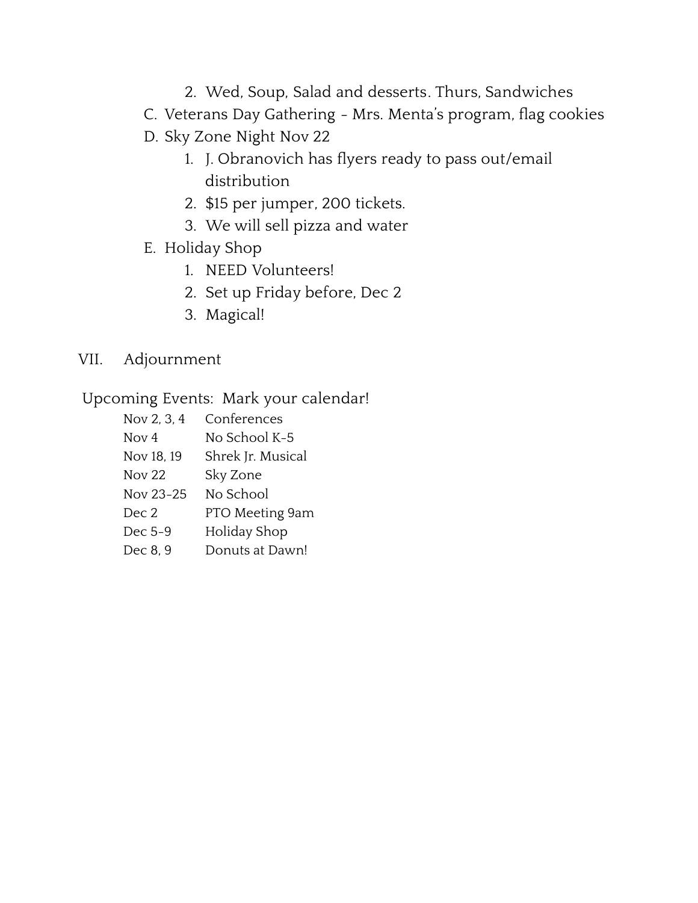2. Wed, Soup, Salad and desserts. Thurs, Sandwiches

C. Veterans Day Gathering - Mrs. Menta's program, flag cookies

D. Sky Zone Night Nov 22
   1. J. Obranovich has flyers ready to pass out/email distribution
   2. $15 per jumper, 200 tickets.
   3. We will sell pizza and water

E. Holiday Shop
   1. NEED Volunteers!
   2. Set up Friday before, Dec 2
   3. Magical!

VII. Adjournment

Upcoming Events: Mark your calendar!

| | |
|---|---|
| Nov 2, 3, 4 | Conferences |
| Nov 4 | No School K-5 |
| Nov 18, 19 | Shrek Jr. Musical |
| Nov 22 | Sky Zone |
| Nov 23-25 | No School |
| Dec 2 | PTO Meeting 9am |
| Dec 5-9 | Holiday Shop |
| Dec 8, 9 | Donuts at Dawn! |